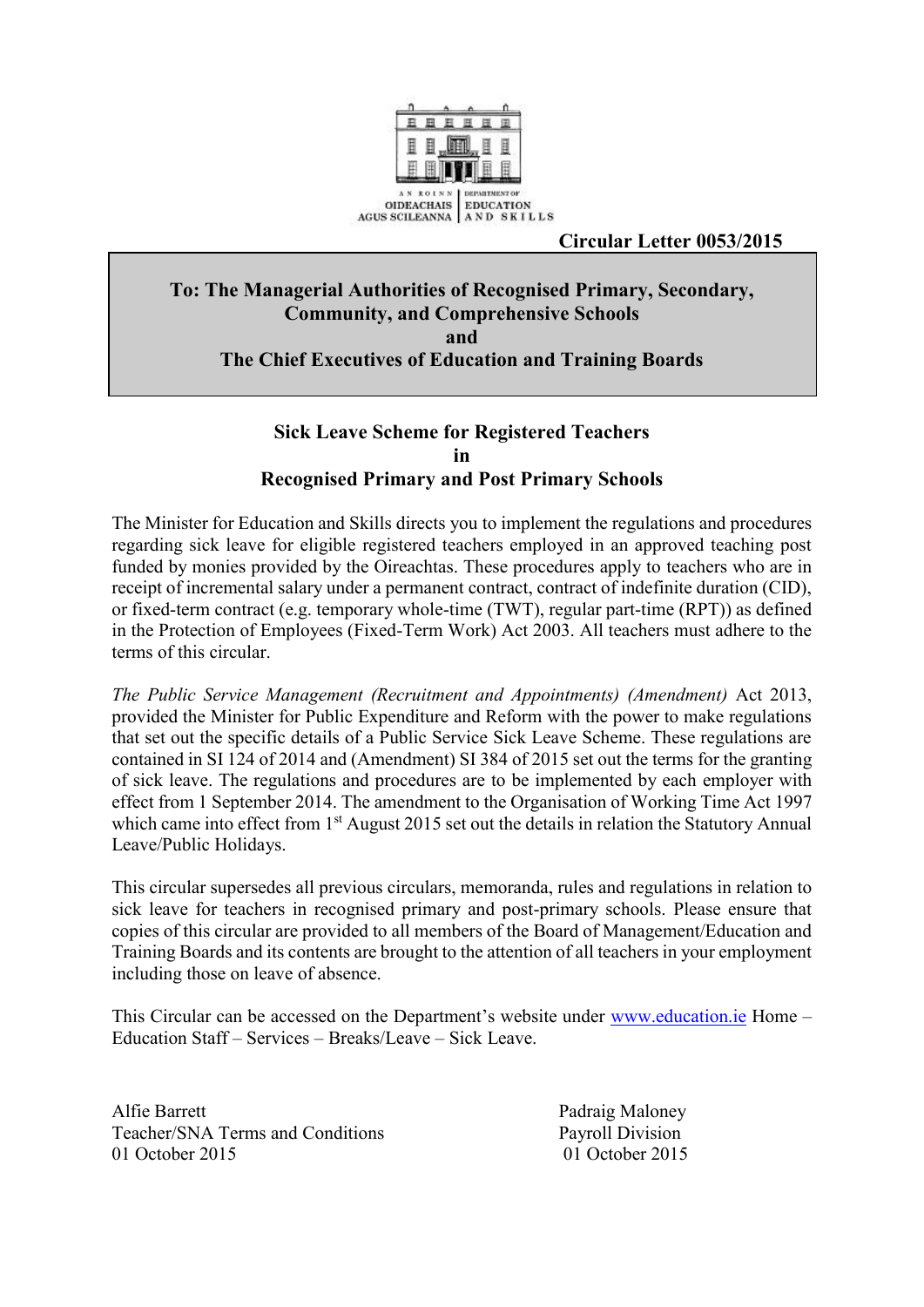AN ROINN OIDEACHAIS AGUS SCILEANNA | DEPARTMENT OF EDUCATION AND SKILLS

**Circular Letter 0053/2015**

**To: The Managerial Authorities of Recognised Primary, Secondary, Community, and Comprehensive Schools**
**and**
**The Chief Executives of Education and Training Boards**

## Sick Leave Scheme for Registered Teachers in Recognised Primary and Post Primary Schools

The Minister for Education and Skills directs you to implement the regulations and procedures regarding sick leave for eligible registered teachers employed in an approved teaching post funded by monies provided by the Oireachtas. These procedures apply to teachers who are in receipt of incremental salary under a permanent contract, contract of indefinite duration (CID), or fixed-term contract (e.g. temporary whole-time (TWT), regular part-time (RPT)) as defined in the Protection of Employees (Fixed-Term Work) Act 2003. All teachers must adhere to the terms of this circular.

*The Public Service Management (Recruitment and Appointments) (Amendment)* Act 2013, provided the Minister for Public Expenditure and Reform with the power to make regulations that set out the specific details of a Public Service Sick Leave Scheme. These regulations are contained in SI 124 of 2014 and (Amendment) SI 384 of 2015 set out the terms for the granting of sick leave. The regulations and procedures are to be implemented by each employer with effect from 1 September 2014. The amendment to the Organisation of Working Time Act 1997 which came into effect from 1st August 2015 set out the details in relation the Statutory Annual Leave/Public Holidays.

This circular supersedes all previous circulars, memoranda, rules and regulations in relation to sick leave for teachers in recognised primary and post-primary schools. Please ensure that copies of this circular are provided to all members of the Board of Management/Education and Training Boards and its contents are brought to the attention of all teachers in your employment including those on leave of absence.

This Circular can be accessed on the Department's website under www.education.ie Home – Education Staff – Services – Breaks/Leave – Sick Leave.

Alfie Barrett
Teacher/SNA Terms and Conditions
01 October 2015

Padraig Maloney
Payroll Division
01 October 2015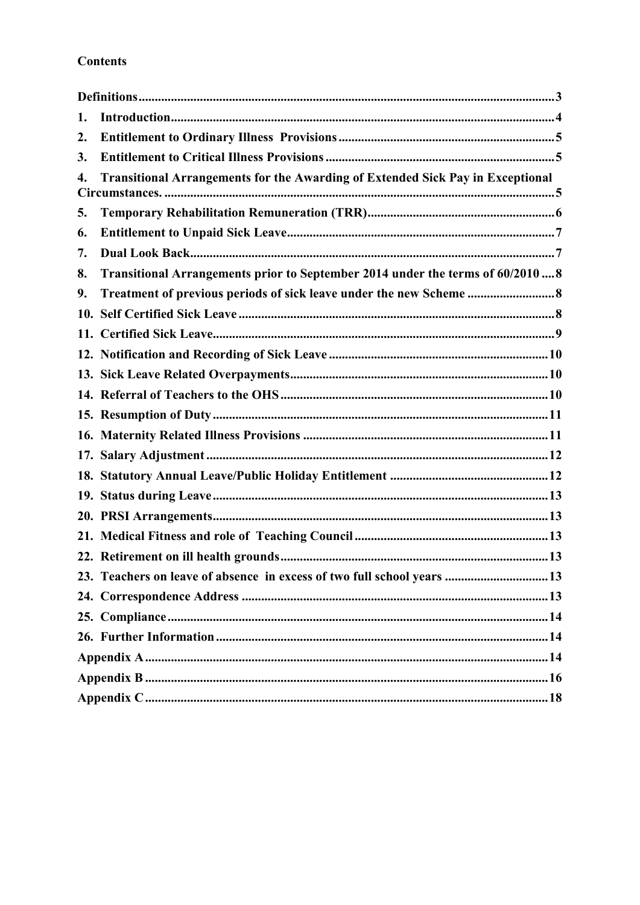**Contents**

**Definitions** ........................................ 3

1. **Introduction** ........................................ 4
2. **Entitlement to Ordinary Illness Provisions** ........................................ 5
3. **Entitlement to Critical Illness Provisions** ........................................ 5
4. **Transitional Arrangements for the Awarding of Extended Sick Pay in Exceptional Circumstances.** ........................................ 5
5. **Temporary Rehabilitation Remuneration (TRR)** ........................................ 6
6. **Entitlement to Unpaid Sick Leave** ........................................ 7
7. **Dual Look Back** ........................................ 7
8. **Transitional Arrangements prior to September 2014 under the terms of 60/2010** .... 8
9. **Treatment of previous periods of sick leave under the new Scheme** ........................................ 8
10. **Self Certified Sick Leave** ........................................ 8
11. **Certified Sick Leave** ........................................ 9
12. **Notification and Recording of Sick Leave** ........................................ 10
13. **Sick Leave Related Overpayments** ........................................ 10
14. **Referral of Teachers to the OHS** ........................................ 10
15. **Resumption of Duty** ........................................ 11
16. **Maternity Related Illness Provisions** ........................................ 11
17. **Salary Adjustment** ........................................ 12
18. **Statutory Annual Leave/Public Holiday Entitlement** ........................................ 12
19. **Status during Leave** ........................................ 13
20. **PRSI Arrangements** ........................................ 13
21. **Medical Fitness and role of Teaching Council** ........................................ 13
22. **Retirement on ill health grounds** ........................................ 13
23. **Teachers on leave of absence in excess of two full school years** ........................................ 13
24. **Correspondence Address** ........................................ 13
25. **Compliance** ........................................ 14
26. **Further Information** ........................................ 14

**Appendix A** ........................................ 14

**Appendix B** ........................................ 16

**Appendix C** ........................................ 18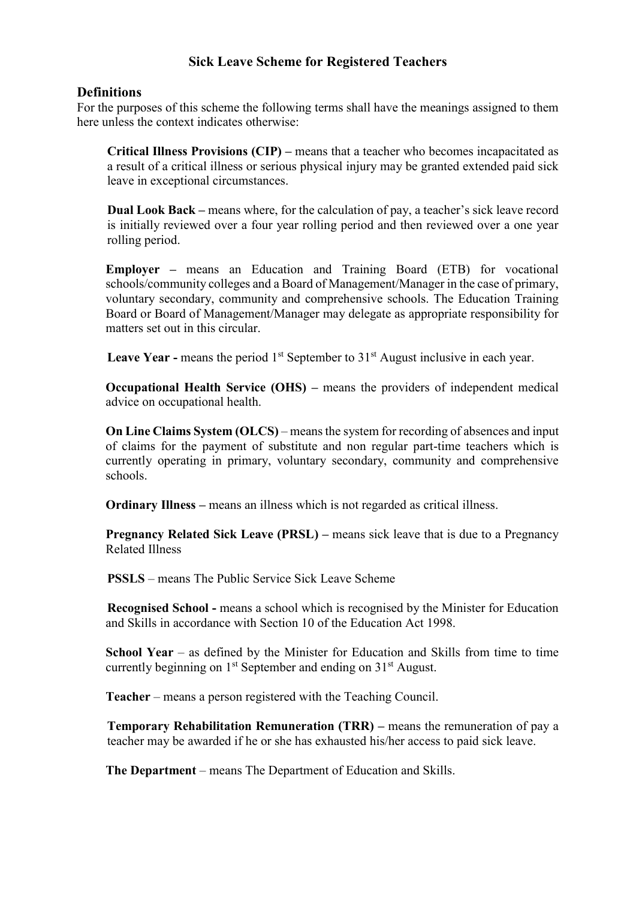# Sick Leave Scheme for Registered Teachers

## Definitions

For the purposes of this scheme the following terms shall have the meanings assigned to them here unless the context indicates otherwise:

**Critical Illness Provisions (CIP) –** means that a teacher who becomes incapacitated as a result of a critical illness or serious physical injury may be granted extended paid sick leave in exceptional circumstances.

**Dual Look Back –** means where, for the calculation of pay, a teacher's sick leave record is initially reviewed over a four year rolling period and then reviewed over a one year rolling period.

**Employer –** means an Education and Training Board (ETB) for vocational schools/community colleges and a Board of Management/Manager in the case of primary, voluntary secondary, community and comprehensive schools. The Education Training Board or Board of Management/Manager may delegate as appropriate responsibility for matters set out in this circular.

**Leave Year -** means the period 1st September to 31st August inclusive in each year.

**Occupational Health Service (OHS) –** means the providers of independent medical advice on occupational health.

**On Line Claims System (OLCS)** – means the system for recording of absences and input of claims for the payment of substitute and non regular part-time teachers which is currently operating in primary, voluntary secondary, community and comprehensive schools.

**Ordinary Illness –** means an illness which is not regarded as critical illness.

**Pregnancy Related Sick Leave (PRSL) –** means sick leave that is due to a Pregnancy Related Illness

**PSSLS** – means The Public Service Sick Leave Scheme

**Recognised School -** means a school which is recognised by the Minister for Education and Skills in accordance with Section 10 of the Education Act 1998.

**School Year** – as defined by the Minister for Education and Skills from time to time currently beginning on 1st September and ending on 31st August.

**Teacher** – means a person registered with the Teaching Council.

**Temporary Rehabilitation Remuneration (TRR) –** means the remuneration of pay a teacher may be awarded if he or she has exhausted his/her access to paid sick leave.

**The Department** – means The Department of Education and Skills.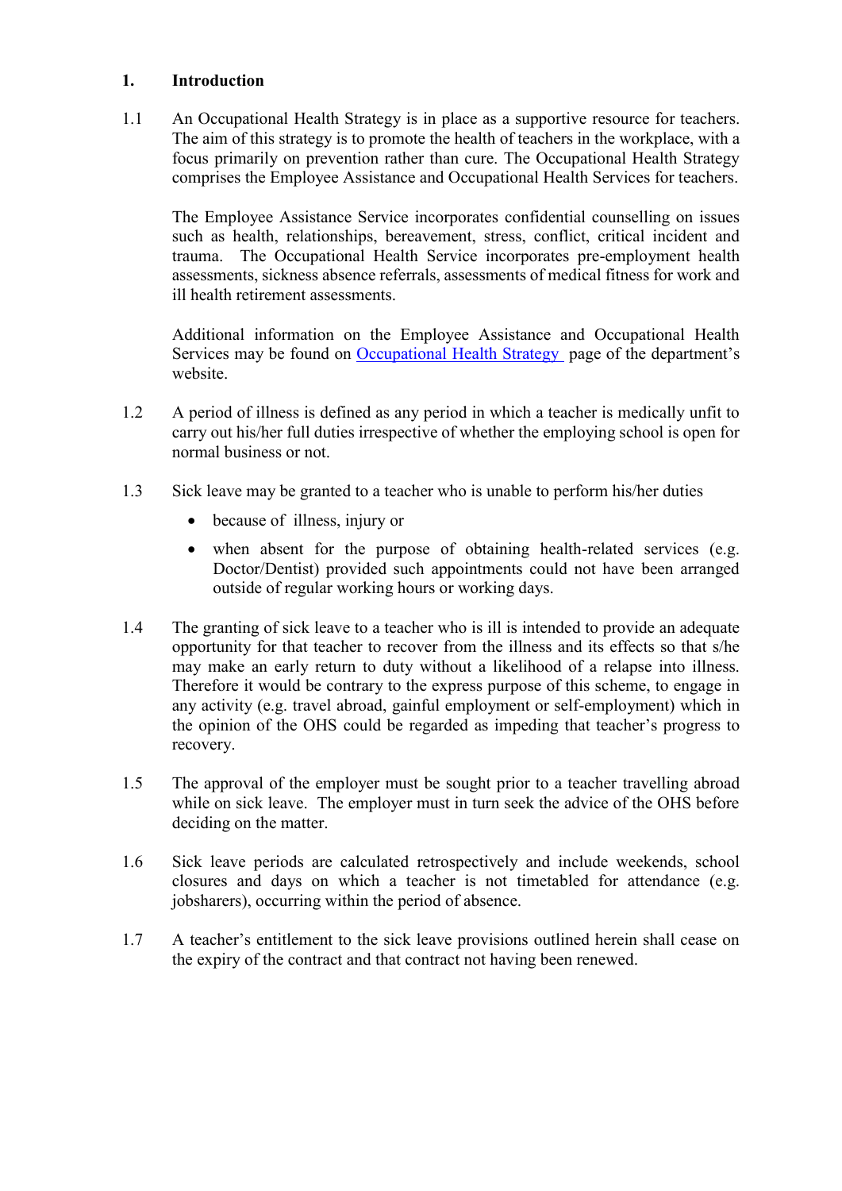## 1. Introduction

1.1 An Occupational Health Strategy is in place as a supportive resource for teachers. The aim of this strategy is to promote the health of teachers in the workplace, with a focus primarily on prevention rather than cure. The Occupational Health Strategy comprises the Employee Assistance and Occupational Health Services for teachers.

The Employee Assistance Service incorporates confidential counselling on issues such as health, relationships, bereavement, stress, conflict, critical incident and trauma. The Occupational Health Service incorporates pre-employment health assessments, sickness absence referrals, assessments of medical fitness for work and ill health retirement assessments.

Additional information on the Employee Assistance and Occupational Health Services may be found on Occupational Health Strategy page of the department's website.

1.2 A period of illness is defined as any period in which a teacher is medically unfit to carry out his/her full duties irrespective of whether the employing school is open for normal business or not.

1.3 Sick leave may be granted to a teacher who is unable to perform his/her duties

- because of illness, injury or
- when absent for the purpose of obtaining health-related services (e.g. Doctor/Dentist) provided such appointments could not have been arranged outside of regular working hours or working days.

1.4 The granting of sick leave to a teacher who is ill is intended to provide an adequate opportunity for that teacher to recover from the illness and its effects so that s/he may make an early return to duty without a likelihood of a relapse into illness. Therefore it would be contrary to the express purpose of this scheme, to engage in any activity (e.g. travel abroad, gainful employment or self-employment) which in the opinion of the OHS could be regarded as impeding that teacher's progress to recovery.

1.5 The approval of the employer must be sought prior to a teacher travelling abroad while on sick leave. The employer must in turn seek the advice of the OHS before deciding on the matter.

1.6 Sick leave periods are calculated retrospectively and include weekends, school closures and days on which a teacher is not timetabled for attendance (e.g. jobsharers), occurring within the period of absence.

1.7 A teacher's entitlement to the sick leave provisions outlined herein shall cease on the expiry of the contract and that contract not having been renewed.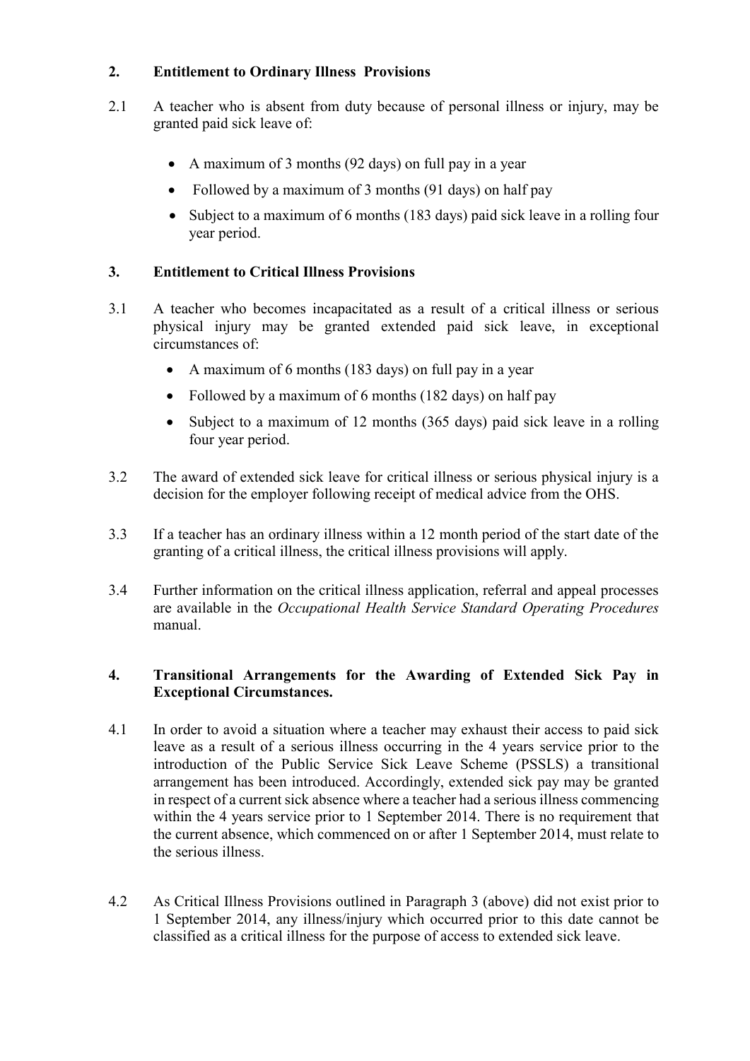## 2. Entitlement to Ordinary Illness Provisions

2.1 A teacher who is absent from duty because of personal illness or injury, may be granted paid sick leave of:

- A maximum of 3 months (92 days) on full pay in a year
- Followed by a maximum of 3 months (91 days) on half pay
- Subject to a maximum of 6 months (183 days) paid sick leave in a rolling four year period.

## 3. Entitlement to Critical Illness Provisions

3.1 A teacher who becomes incapacitated as a result of a critical illness or serious physical injury may be granted extended paid sick leave, in exceptional circumstances of:

- A maximum of 6 months (183 days) on full pay in a year
- Followed by a maximum of 6 months (182 days) on half pay
- Subject to a maximum of 12 months (365 days) paid sick leave in a rolling four year period.

3.2 The award of extended sick leave for critical illness or serious physical injury is a decision for the employer following receipt of medical advice from the OHS.

3.3 If a teacher has an ordinary illness within a 12 month period of the start date of the granting of a critical illness, the critical illness provisions will apply.

3.4 Further information on the critical illness application, referral and appeal processes are available in the *Occupational Health Service Standard Operating Procedures* manual.

## 4. Transitional Arrangements for the Awarding of Extended Sick Pay in Exceptional Circumstances.

4.1 In order to avoid a situation where a teacher may exhaust their access to paid sick leave as a result of a serious illness occurring in the 4 years service prior to the introduction of the Public Service Sick Leave Scheme (PSSLS) a transitional arrangement has been introduced. Accordingly, extended sick pay may be granted in respect of a current sick absence where a teacher had a serious illness commencing within the 4 years service prior to 1 September 2014. There is no requirement that the current absence, which commenced on or after 1 September 2014, must relate to the serious illness.

4.2 As Critical Illness Provisions outlined in Paragraph 3 (above) did not exist prior to 1 September 2014, any illness/injury which occurred prior to this date cannot be classified as a critical illness for the purpose of access to extended sick leave.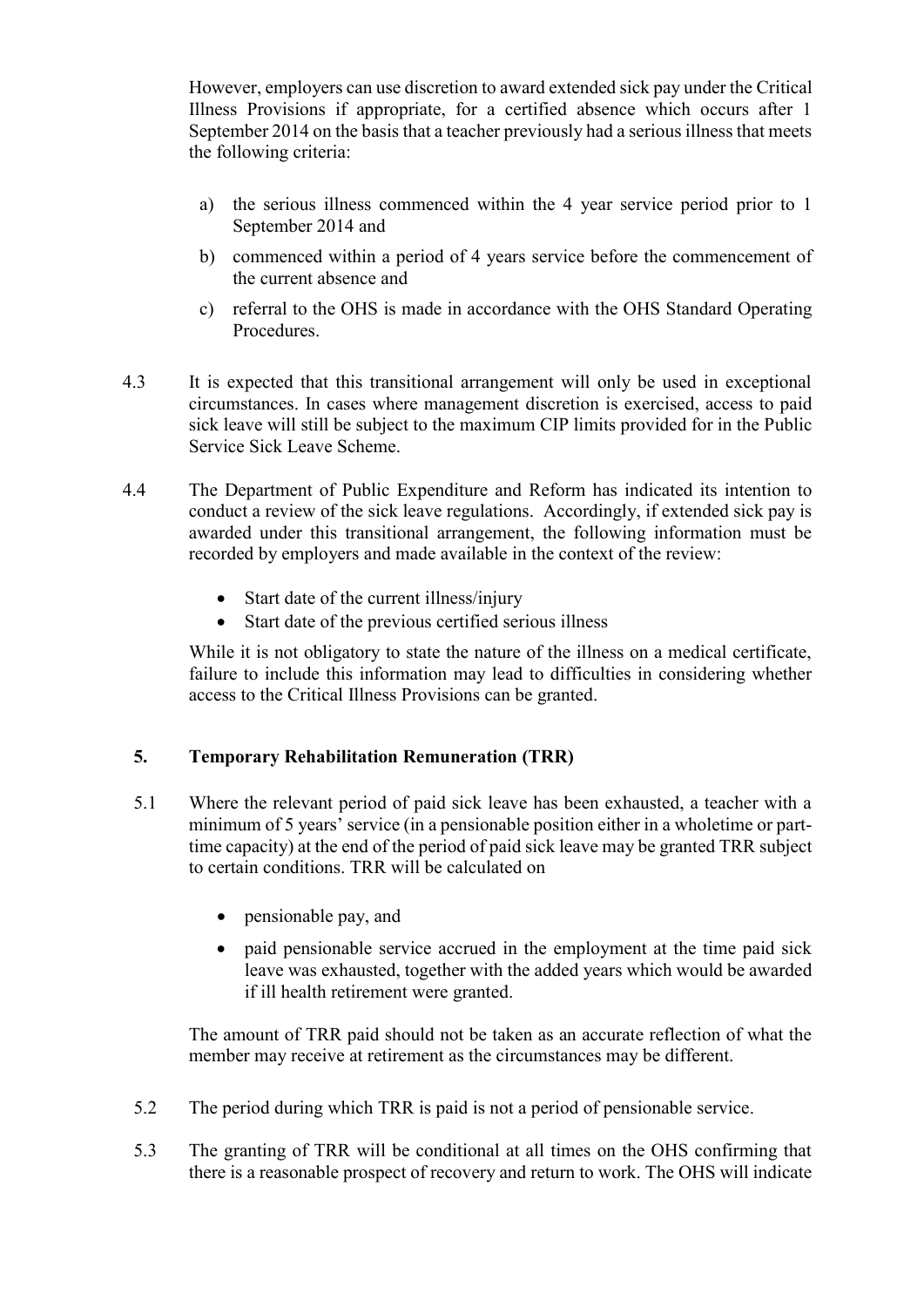However, employers can use discretion to award extended sick pay under the Critical Illness Provisions if appropriate, for a certified absence which occurs after 1 September 2014 on the basis that a teacher previously had a serious illness that meets the following criteria:

a) the serious illness commenced within the 4 year service period prior to 1 September 2014 and

b) commenced within a period of 4 years service before the commencement of the current absence and

c) referral to the OHS is made in accordance with the OHS Standard Operating Procedures.

4.3 It is expected that this transitional arrangement will only be used in exceptional circumstances. In cases where management discretion is exercised, access to paid sick leave will still be subject to the maximum CIP limits provided for in the Public Service Sick Leave Scheme.

4.4 The Department of Public Expenditure and Reform has indicated its intention to conduct a review of the sick leave regulations. Accordingly, if extended sick pay is awarded under this transitional arrangement, the following information must be recorded by employers and made available in the context of the review:

- Start date of the current illness/injury
- Start date of the previous certified serious illness

While it is not obligatory to state the nature of the illness on a medical certificate, failure to include this information may lead to difficulties in considering whether access to the Critical Illness Provisions can be granted.

## 5. Temporary Rehabilitation Remuneration (TRR)

5.1 Where the relevant period of paid sick leave has been exhausted, a teacher with a minimum of 5 years' service (in a pensionable position either in a wholetime or part-time capacity) at the end of the period of paid sick leave may be granted TRR subject to certain conditions. TRR will be calculated on

- pensionable pay, and
- paid pensionable service accrued in the employment at the time paid sick leave was exhausted, together with the added years which would be awarded if ill health retirement were granted.

The amount of TRR paid should not be taken as an accurate reflection of what the member may receive at retirement as the circumstances may be different.

5.2 The period during which TRR is paid is not a period of pensionable service.

5.3 The granting of TRR will be conditional at all times on the OHS confirming that there is a reasonable prospect of recovery and return to work. The OHS will indicate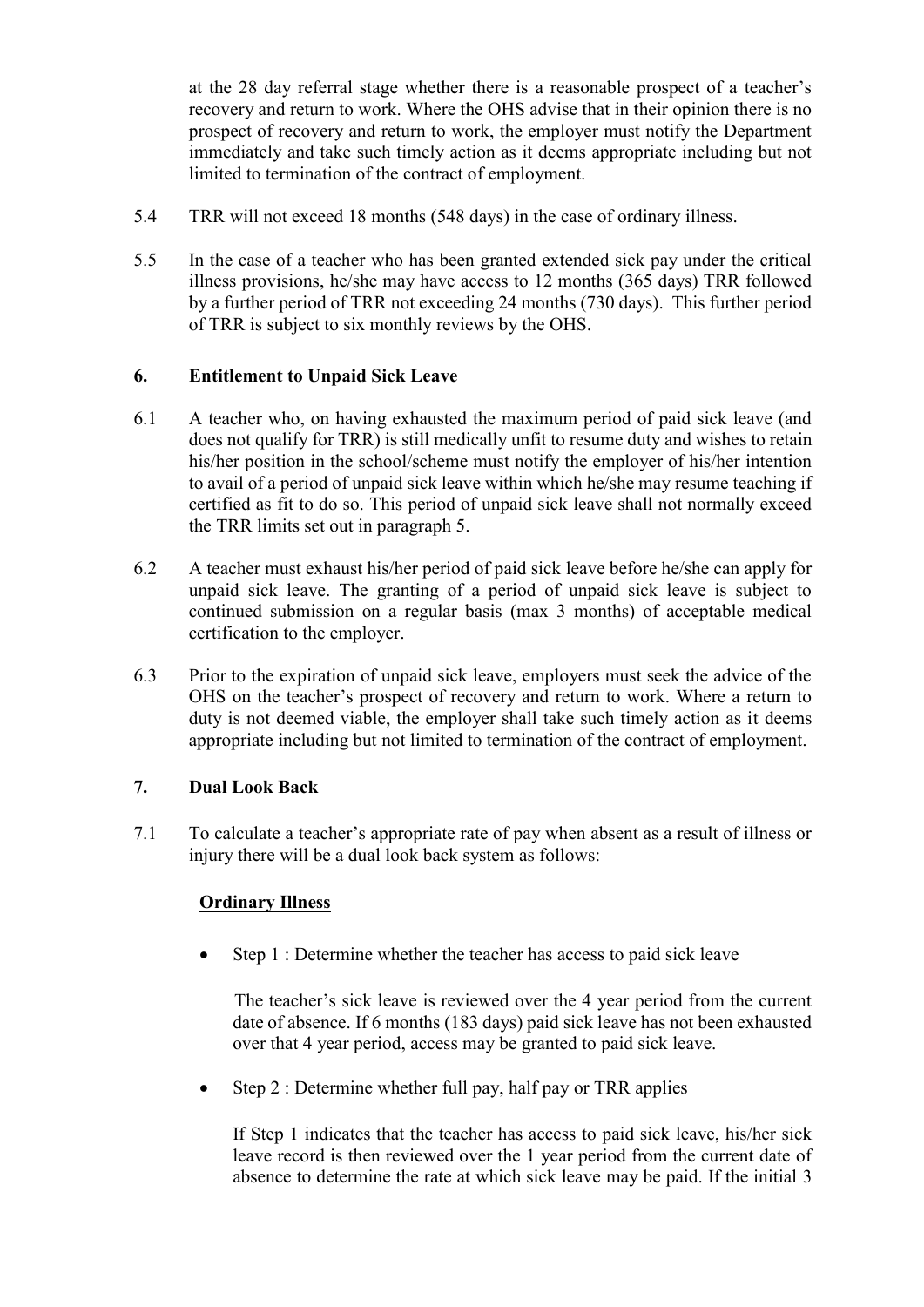at the 28 day referral stage whether there is a reasonable prospect of a teacher's recovery and return to work. Where the OHS advise that in their opinion there is no prospect of recovery and return to work, the employer must notify the Department immediately and take such timely action as it deems appropriate including but not limited to termination of the contract of employment.

5.4 TRR will not exceed 18 months (548 days) in the case of ordinary illness.

5.5 In the case of a teacher who has been granted extended sick pay under the critical illness provisions, he/she may have access to 12 months (365 days) TRR followed by a further period of TRR not exceeding 24 months (730 days). This further period of TRR is subject to six monthly reviews by the OHS.

## 6. Entitlement to Unpaid Sick Leave

6.1 A teacher who, on having exhausted the maximum period of paid sick leave (and does not qualify for TRR) is still medically unfit to resume duty and wishes to retain his/her position in the school/scheme must notify the employer of his/her intention to avail of a period of unpaid sick leave within which he/she may resume teaching if certified as fit to do so. This period of unpaid sick leave shall not normally exceed the TRR limits set out in paragraph 5.

6.2 A teacher must exhaust his/her period of paid sick leave before he/she can apply for unpaid sick leave. The granting of a period of unpaid sick leave is subject to continued submission on a regular basis (max 3 months) of acceptable medical certification to the employer.

6.3 Prior to the expiration of unpaid sick leave, employers must seek the advice of the OHS on the teacher's prospect of recovery and return to work. Where a return to duty is not deemed viable, the employer shall take such timely action as it deems appropriate including but not limited to termination of the contract of employment.

## 7. Dual Look Back

7.1 To calculate a teacher's appropriate rate of pay when absent as a result of illness or injury there will be a dual look back system as follows:

**Ordinary Illness**

- Step 1 : Determine whether the teacher has access to paid sick leave

  The teacher's sick leave is reviewed over the 4 year period from the current date of absence. If 6 months (183 days) paid sick leave has not been exhausted over that 4 year period, access may be granted to paid sick leave.

- Step 2 : Determine whether full pay, half pay or TRR applies

  If Step 1 indicates that the teacher has access to paid sick leave, his/her sick leave record is then reviewed over the 1 year period from the current date of absence to determine the rate at which sick leave may be paid. If the initial 3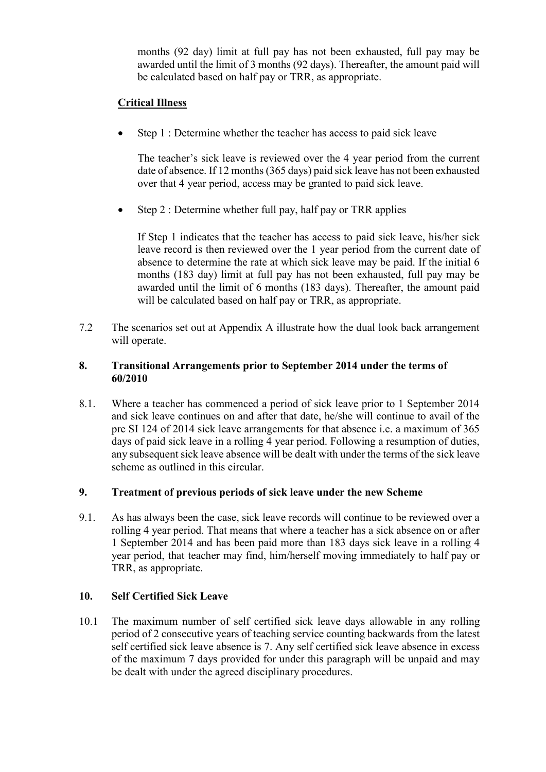months (92 day) limit at full pay has not been exhausted, full pay may be awarded until the limit of 3 months (92 days). Thereafter, the amount paid will be calculated based on half pay or TRR, as appropriate.

**Critical Illness**

- Step 1 : Determine whether the teacher has access to paid sick leave

  The teacher's sick leave is reviewed over the 4 year period from the current date of absence. If 12 months (365 days) paid sick leave has not been exhausted over that 4 year period, access may be granted to paid sick leave.

- Step 2 : Determine whether full pay, half pay or TRR applies

  If Step 1 indicates that the teacher has access to paid sick leave, his/her sick leave record is then reviewed over the 1 year period from the current date of absence to determine the rate at which sick leave may be paid. If the initial 6 months (183 day) limit at full pay has not been exhausted, full pay may be awarded until the limit of 6 months (183 days). Thereafter, the amount paid will be calculated based on half pay or TRR, as appropriate.

7.2 The scenarios set out at Appendix A illustrate how the dual look back arrangement will operate.

## 8. Transitional Arrangements prior to September 2014 under the terms of 60/2010

8.1. Where a teacher has commenced a period of sick leave prior to 1 September 2014 and sick leave continues on and after that date, he/she will continue to avail of the pre SI 124 of 2014 sick leave arrangements for that absence i.e. a maximum of 365 days of paid sick leave in a rolling 4 year period. Following a resumption of duties, any subsequent sick leave absence will be dealt with under the terms of the sick leave scheme as outlined in this circular.

## 9. Treatment of previous periods of sick leave under the new Scheme

9.1. As has always been the case, sick leave records will continue to be reviewed over a rolling 4 year period. That means that where a teacher has a sick absence on or after 1 September 2014 and has been paid more than 183 days sick leave in a rolling 4 year period, that teacher may find, him/herself moving immediately to half pay or TRR, as appropriate.

## 10. Self Certified Sick Leave

10.1 The maximum number of self certified sick leave days allowable in any rolling period of 2 consecutive years of teaching service counting backwards from the latest self certified sick leave absence is 7. Any self certified sick leave absence in excess of the maximum 7 days provided for under this paragraph will be unpaid and may be dealt with under the agreed disciplinary procedures.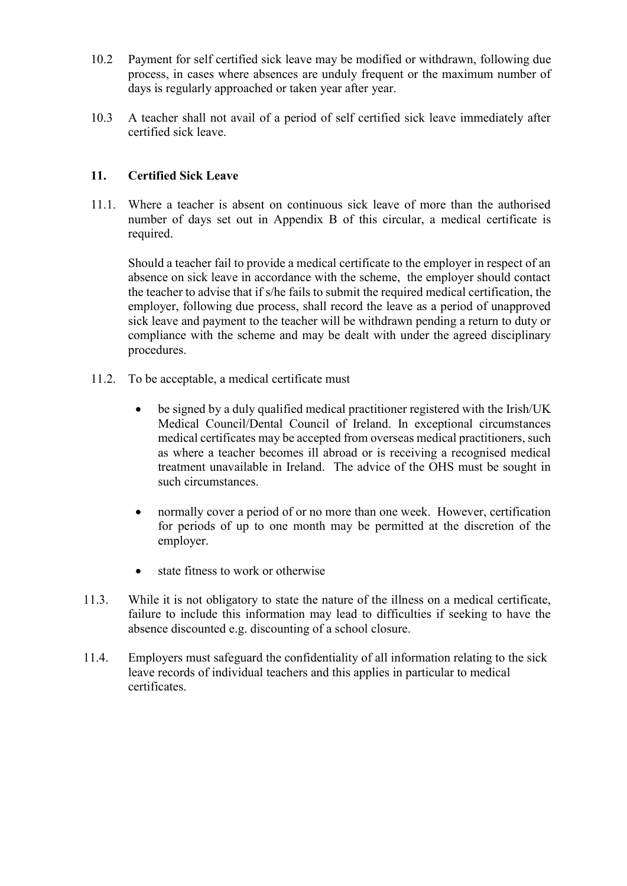10.2 Payment for self certified sick leave may be modified or withdrawn, following due process, in cases where absences are unduly frequent or the maximum number of days is regularly approached or taken year after year.

10.3 A teacher shall not avail of a period of self certified sick leave immediately after certified sick leave.

## 11. Certified Sick Leave

11.1. Where a teacher is absent on continuous sick leave of more than the authorised number of days set out in Appendix B of this circular, a medical certificate is required.

Should a teacher fail to provide a medical certificate to the employer in respect of an absence on sick leave in accordance with the scheme, the employer should contact the teacher to advise that if s/he fails to submit the required medical certification, the employer, following due process, shall record the leave as a period of unapproved sick leave and payment to the teacher will be withdrawn pending a return to duty or compliance with the scheme and may be dealt with under the agreed disciplinary procedures.

11.2. To be acceptable, a medical certificate must

- be signed by a duly qualified medical practitioner registered with the Irish/UK Medical Council/Dental Council of Ireland. In exceptional circumstances medical certificates may be accepted from overseas medical practitioners, such as where a teacher becomes ill abroad or is receiving a recognised medical treatment unavailable in Ireland. The advice of the OHS must be sought in such circumstances.
- normally cover a period of or no more than one week. However, certification for periods of up to one month may be permitted at the discretion of the employer.
- state fitness to work or otherwise

11.3. While it is not obligatory to state the nature of the illness on a medical certificate, failure to include this information may lead to difficulties if seeking to have the absence discounted e.g. discounting of a school closure.

11.4. Employers must safeguard the confidentiality of all information relating to the sick leave records of individual teachers and this applies in particular to medical certificates.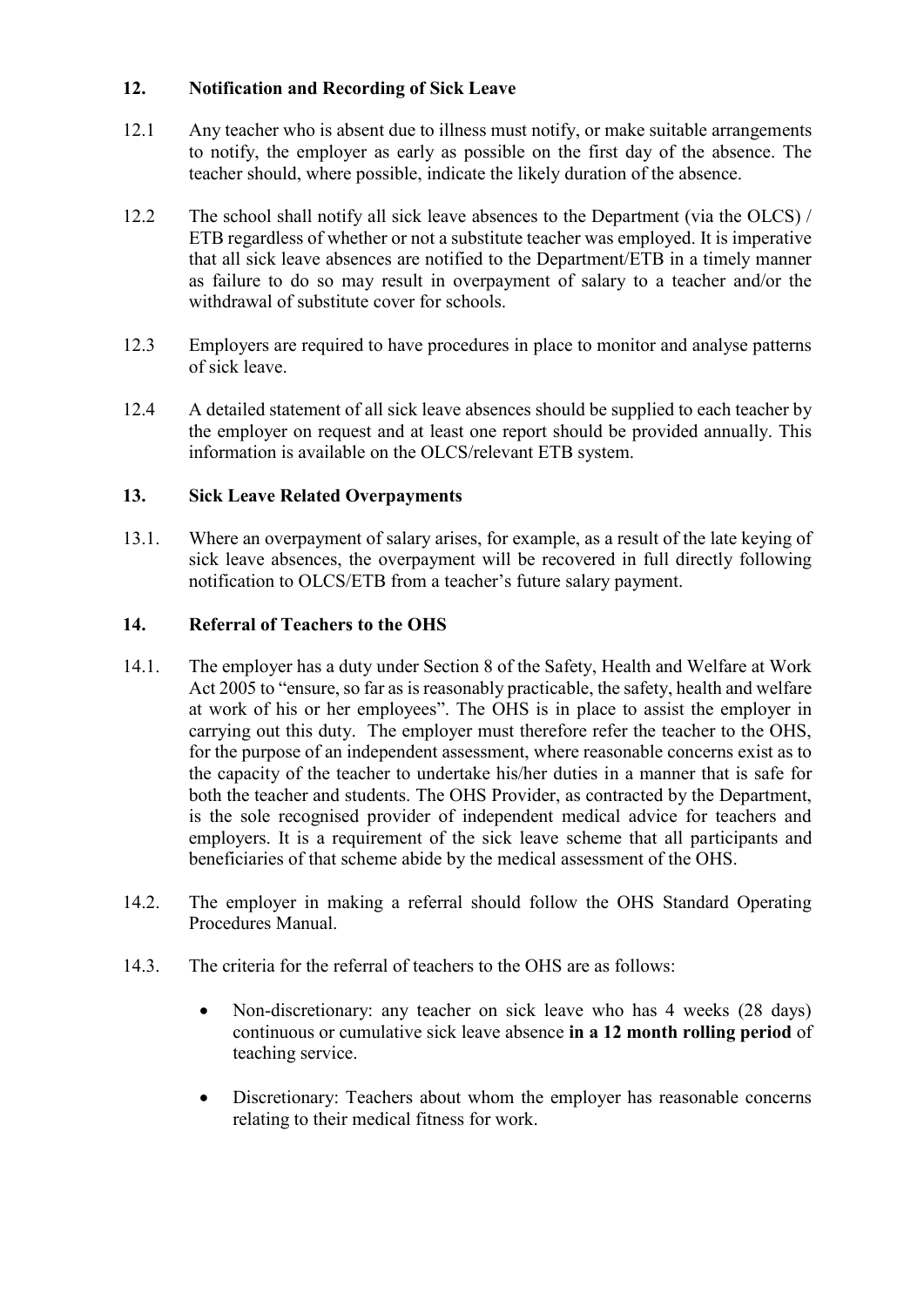## 12. Notification and Recording of Sick Leave

12.1 Any teacher who is absent due to illness must notify, or make suitable arrangements to notify, the employer as early as possible on the first day of the absence. The teacher should, where possible, indicate the likely duration of the absence.

12.2 The school shall notify all sick leave absences to the Department (via the OLCS) / ETB regardless of whether or not a substitute teacher was employed. It is imperative that all sick leave absences are notified to the Department/ETB in a timely manner as failure to do so may result in overpayment of salary to a teacher and/or the withdrawal of substitute cover for schools.

12.3 Employers are required to have procedures in place to monitor and analyse patterns of sick leave.

12.4 A detailed statement of all sick leave absences should be supplied to each teacher by the employer on request and at least one report should be provided annually. This information is available on the OLCS/relevant ETB system.

## 13. Sick Leave Related Overpayments

13.1. Where an overpayment of salary arises, for example, as a result of the late keying of sick leave absences, the overpayment will be recovered in full directly following notification to OLCS/ETB from a teacher's future salary payment.

## 14. Referral of Teachers to the OHS

14.1. The employer has a duty under Section 8 of the Safety, Health and Welfare at Work Act 2005 to "ensure, so far as is reasonably practicable, the safety, health and welfare at work of his or her employees". The OHS is in place to assist the employer in carrying out this duty. The employer must therefore refer the teacher to the OHS, for the purpose of an independent assessment, where reasonable concerns exist as to the capacity of the teacher to undertake his/her duties in a manner that is safe for both the teacher and students. The OHS Provider, as contracted by the Department, is the sole recognised provider of independent medical advice for teachers and employers. It is a requirement of the sick leave scheme that all participants and beneficiaries of that scheme abide by the medical assessment of the OHS.

14.2. The employer in making a referral should follow the OHS Standard Operating Procedures Manual.

14.3. The criteria for the referral of teachers to the OHS are as follows:

- Non-discretionary: any teacher on sick leave who has 4 weeks (28 days) continuous or cumulative sick leave absence **in a 12 month rolling period** of teaching service.
- Discretionary: Teachers about whom the employer has reasonable concerns relating to their medical fitness for work.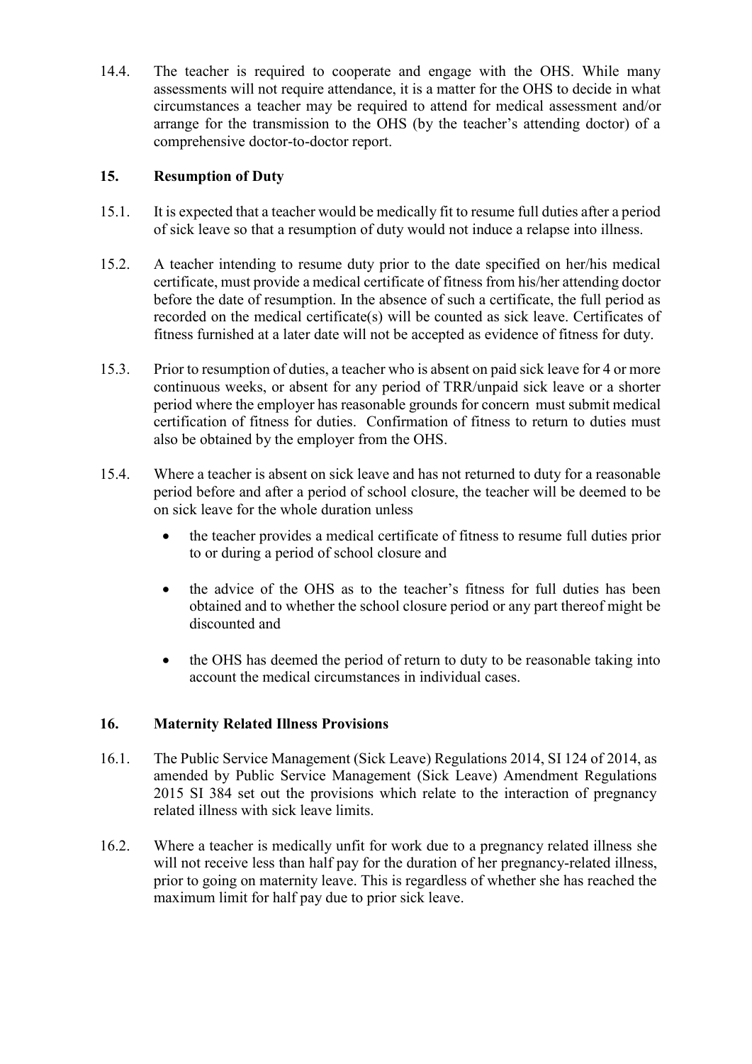14.4. The teacher is required to cooperate and engage with the OHS. While many assessments will not require attendance, it is a matter for the OHS to decide in what circumstances a teacher may be required to attend for medical assessment and/or arrange for the transmission to the OHS (by the teacher's attending doctor) of a comprehensive doctor-to-doctor report.

## 15. Resumption of Duty

15.1. It is expected that a teacher would be medically fit to resume full duties after a period of sick leave so that a resumption of duty would not induce a relapse into illness.

15.2. A teacher intending to resume duty prior to the date specified on her/his medical certificate, must provide a medical certificate of fitness from his/her attending doctor before the date of resumption. In the absence of such a certificate, the full period as recorded on the medical certificate(s) will be counted as sick leave. Certificates of fitness furnished at a later date will not be accepted as evidence of fitness for duty.

15.3. Prior to resumption of duties, a teacher who is absent on paid sick leave for 4 or more continuous weeks, or absent for any period of TRR/unpaid sick leave or a shorter period where the employer has reasonable grounds for concern must submit medical certification of fitness for duties. Confirmation of fitness to return to duties must also be obtained by the employer from the OHS.

15.4. Where a teacher is absent on sick leave and has not returned to duty for a reasonable period before and after a period of school closure, the teacher will be deemed to be on sick leave for the whole duration unless

- the teacher provides a medical certificate of fitness to resume full duties prior to or during a period of school closure and
- the advice of the OHS as to the teacher's fitness for full duties has been obtained and to whether the school closure period or any part thereof might be discounted and
- the OHS has deemed the period of return to duty to be reasonable taking into account the medical circumstances in individual cases.

## 16. Maternity Related Illness Provisions

16.1. The Public Service Management (Sick Leave) Regulations 2014, SI 124 of 2014, as amended by Public Service Management (Sick Leave) Amendment Regulations 2015 SI 384 set out the provisions which relate to the interaction of pregnancy related illness with sick leave limits.

16.2. Where a teacher is medically unfit for work due to a pregnancy related illness she will not receive less than half pay for the duration of her pregnancy-related illness, prior to going on maternity leave. This is regardless of whether she has reached the maximum limit for half pay due to prior sick leave.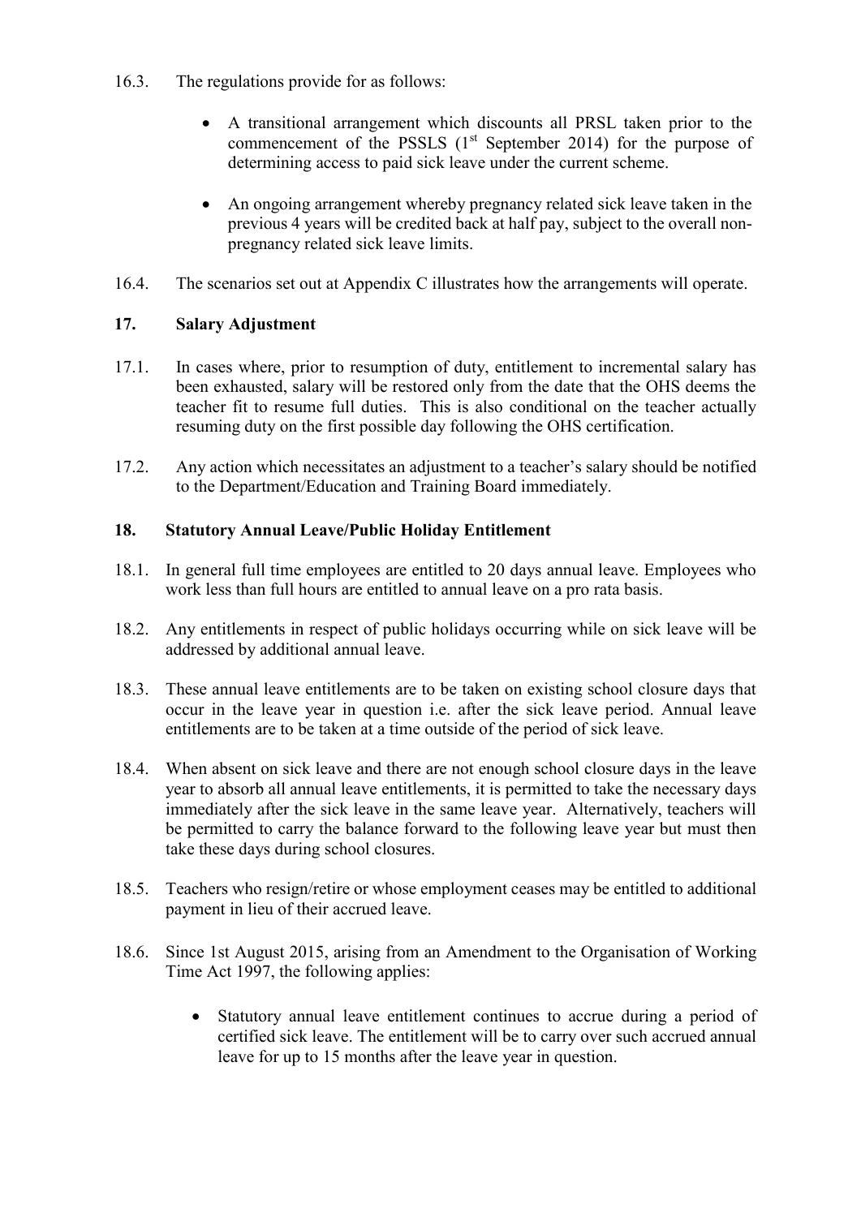16.3. The regulations provide for as follows:

- A transitional arrangement which discounts all PRSL taken prior to the commencement of the PSSLS (1st September 2014) for the purpose of determining access to paid sick leave under the current scheme.
- An ongoing arrangement whereby pregnancy related sick leave taken in the previous 4 years will be credited back at half pay, subject to the overall non-pregnancy related sick leave limits.

16.4. The scenarios set out at Appendix C illustrates how the arrangements will operate.

## 17. Salary Adjustment

17.1. In cases where, prior to resumption of duty, entitlement to incremental salary has been exhausted, salary will be restored only from the date that the OHS deems the teacher fit to resume full duties. This is also conditional on the teacher actually resuming duty on the first possible day following the OHS certification.

17.2. Any action which necessitates an adjustment to a teacher's salary should be notified to the Department/Education and Training Board immediately.

## 18. Statutory Annual Leave/Public Holiday Entitlement

18.1. In general full time employees are entitled to 20 days annual leave. Employees who work less than full hours are entitled to annual leave on a pro rata basis.

18.2. Any entitlements in respect of public holidays occurring while on sick leave will be addressed by additional annual leave.

18.3. These annual leave entitlements are to be taken on existing school closure days that occur in the leave year in question i.e. after the sick leave period. Annual leave entitlements are to be taken at a time outside of the period of sick leave.

18.4. When absent on sick leave and there are not enough school closure days in the leave year to absorb all annual leave entitlements, it is permitted to take the necessary days immediately after the sick leave in the same leave year. Alternatively, teachers will be permitted to carry the balance forward to the following leave year but must then take these days during school closures.

18.5. Teachers who resign/retire or whose employment ceases may be entitled to additional payment in lieu of their accrued leave.

18.6. Since 1st August 2015, arising from an Amendment to the Organisation of Working Time Act 1997, the following applies:

- Statutory annual leave entitlement continues to accrue during a period of certified sick leave. The entitlement will be to carry over such accrued annual leave for up to 15 months after the leave year in question.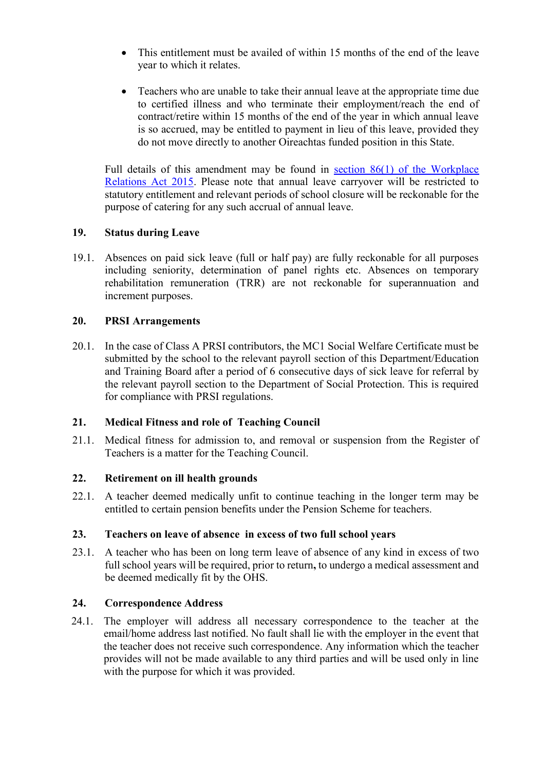- This entitlement must be availed of within 15 months of the end of the leave year to which it relates.

- Teachers who are unable to take their annual leave at the appropriate time due to certified illness and who terminate their employment/reach the end of contract/retire within 15 months of the end of the year in which annual leave is so accrued, may be entitled to payment in lieu of this leave, provided they do not move directly to another Oireachtas funded position in this State.

Full details of this amendment may be found in [section 86(1) of the Workplace Relations Act 2015](). Please note that annual leave carryover will be restricted to statutory entitlement and relevant periods of school closure will be reckonable for the purpose of catering for any such accrual of annual leave.

**19. Status during Leave**

19.1. Absences on paid sick leave (full or half pay) are fully reckonable for all purposes including seniority, determination of panel rights etc. Absences on temporary rehabilitation remuneration (TRR) are not reckonable for superannuation and increment purposes.

**20. PRSI Arrangements**

20.1. In the case of Class A PRSI contributors, the MC1 Social Welfare Certificate must be submitted by the school to the relevant payroll section of this Department/Education and Training Board after a period of 6 consecutive days of sick leave for referral by the relevant payroll section to the Department of Social Protection. This is required for compliance with PRSI regulations.

**21. Medical Fitness and role of Teaching Council**

21.1. Medical fitness for admission to, and removal or suspension from the Register of Teachers is a matter for the Teaching Council.

**22. Retirement on ill health grounds**

22.1. A teacher deemed medically unfit to continue teaching in the longer term may be entitled to certain pension benefits under the Pension Scheme for teachers.

**23. Teachers on leave of absence in excess of two full school years**

23.1. A teacher who has been on long term leave of absence of any kind in excess of two full school years will be required, prior to return**,** to undergo a medical assessment and be deemed medically fit by the OHS.

**24. Correspondence Address**

24.1. The employer will address all necessary correspondence to the teacher at the email/home address last notified. No fault shall lie with the employer in the event that the teacher does not receive such correspondence. Any information which the teacher provides will not be made available to any third parties and will be used only in line with the purpose for which it was provided.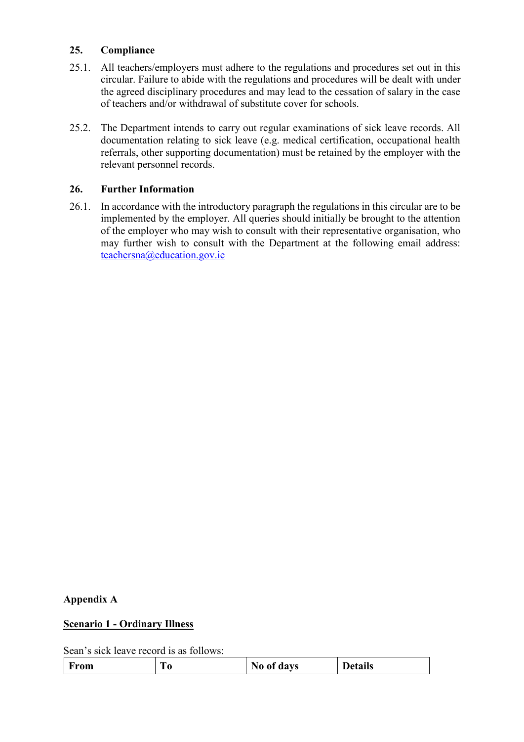## 25. Compliance

25.1. All teachers/employers must adhere to the regulations and procedures set out in this circular. Failure to abide with the regulations and procedures will be dealt with under the agreed disciplinary procedures and may lead to the cessation of salary in the case of teachers and/or withdrawal of substitute cover for schools.

25.2. The Department intends to carry out regular examinations of sick leave records. All documentation relating to sick leave (e.g. medical certification, occupational health referrals, other supporting documentation) must be retained by the employer with the relevant personnel records.

## 26. Further Information

26.1. In accordance with the introductory paragraph the regulations in this circular are to be implemented by the employer. All queries should initially be brought to the attention of the employer who may wish to consult with their representative organisation, who may further wish to consult with the Department at the following email address: teachersna@education.gov.ie

## Appendix A

### Scenario 1 - Ordinary Illness

Sean's sick leave record is as follows:

| From | To | No of days | Details |
|---|---|---|---|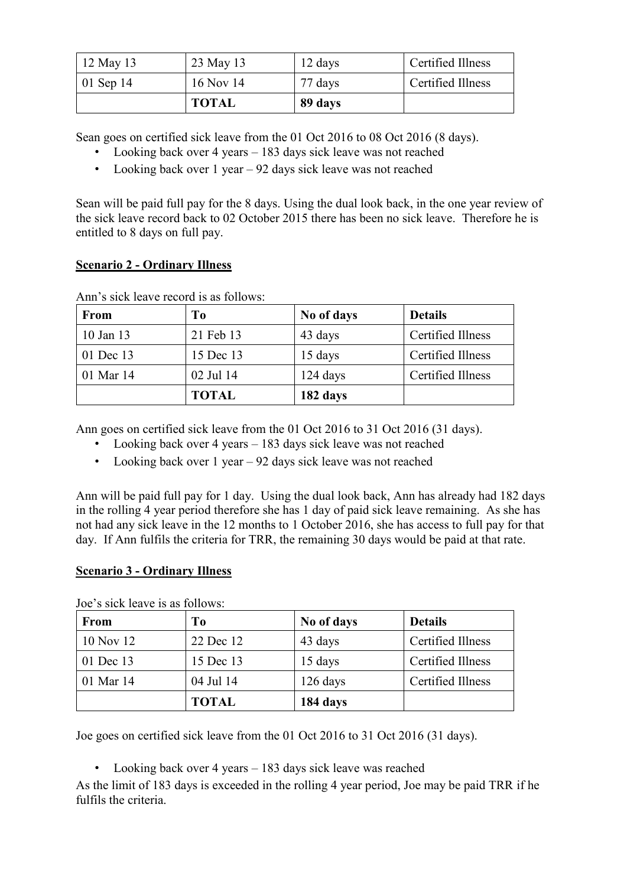| 12 May 13 | 23 May 13 | 12 days | Certified Illness |
|---|---|---|---|
| 01 Sep 14 | 16 Nov 14 | 77 days | Certified Illness |
| | **TOTAL** | **89 days** | |

Sean goes on certified sick leave from the 01 Oct 2016 to 08 Oct 2016 (8 days).

- Looking back over 4 years – 183 days sick leave was not reached
- Looking back over 1 year – 92 days sick leave was not reached

Sean will be paid full pay for the 8 days. Using the dual look back, in the one year review of the sick leave record back to 02 October 2015 there has been no sick leave. Therefore he is entitled to 8 days on full pay.

**Scenario 2 - Ordinary Illness**

Ann's sick leave record is as follows:

| From | To | No of days | Details |
|---|---|---|---|
| 10 Jan 13 | 21 Feb 13 | 43 days | Certified Illness |
| 01 Dec 13 | 15 Dec 13 | 15 days | Certified Illness |
| 01 Mar 14 | 02 Jul 14 | 124 days | Certified Illness |
| | **TOTAL** | **182 days** | |

Ann goes on certified sick leave from the 01 Oct 2016 to 31 Oct 2016 (31 days).

- Looking back over 4 years – 183 days sick leave was not reached
- Looking back over 1 year – 92 days sick leave was not reached

Ann will be paid full pay for 1 day. Using the dual look back, Ann has already had 182 days in the rolling 4 year period therefore she has 1 day of paid sick leave remaining. As she has not had any sick leave in the 12 months to 1 October 2016, she has access to full pay for that day. If Ann fulfils the criteria for TRR, the remaining 30 days would be paid at that rate.

**Scenario 3 - Ordinary Illness**

Joe's sick leave is as follows:

| From | To | No of days | Details |
|---|---|---|---|
| 10 Nov 12 | 22 Dec 12 | 43 days | Certified Illness |
| 01 Dec 13 | 15 Dec 13 | 15 days | Certified Illness |
| 01 Mar 14 | 04 Jul 14 | 126 days | Certified Illness |
| | **TOTAL** | **184 days** | |

Joe goes on certified sick leave from the 01 Oct 2016 to 31 Oct 2016 (31 days).

- Looking back over 4 years – 183 days sick leave was reached

As the limit of 183 days is exceeded in the rolling 4 year period, Joe may be paid TRR if he fulfils the criteria.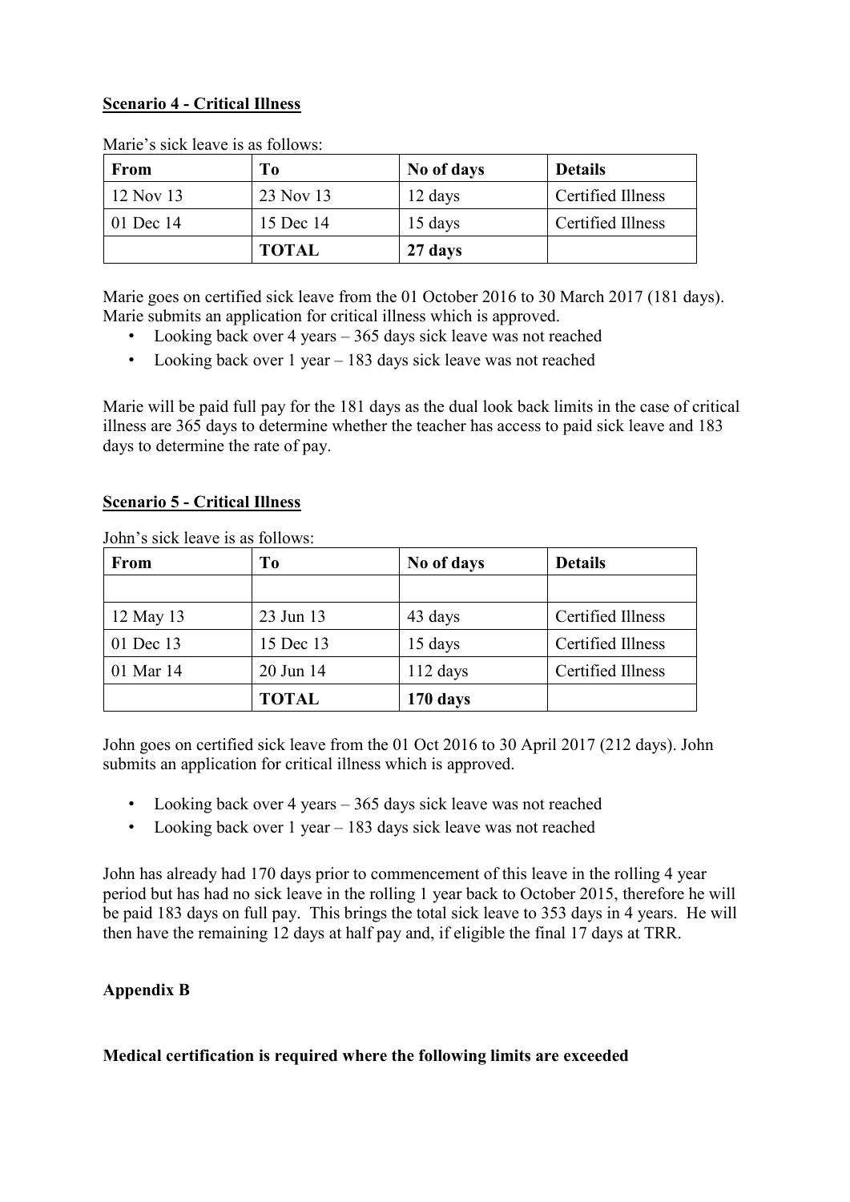**Scenario 4 - Critical Illness**

Marie's sick leave is as follows:

| From | To | No of days | Details |
|---|---|---|---|
| 12 Nov 13 | 23 Nov 13 | 12 days | Certified Illness |
| 01 Dec 14 | 15 Dec 14 | 15 days | Certified Illness |
| | **TOTAL** | **27 days** | |

Marie goes on certified sick leave from the 01 October 2016 to 30 March 2017 (181 days). Marie submits an application for critical illness which is approved.

- Looking back over 4 years – 365 days sick leave was not reached
- Looking back over 1 year – 183 days sick leave was not reached

Marie will be paid full pay for the 181 days as the dual look back limits in the case of critical illness are 365 days to determine whether the teacher has access to paid sick leave and 183 days to determine the rate of pay.

**Scenario 5 - Critical Illness**

John's sick leave is as follows:

| From | To | No of days | Details |
|---|---|---|---|
| | | | |
| 12 May 13 | 23 Jun 13 | 43 days | Certified Illness |
| 01 Dec 13 | 15 Dec 13 | 15 days | Certified Illness |
| 01 Mar 14 | 20 Jun 14 | 112 days | Certified Illness |
| | **TOTAL** | **170 days** | |

John goes on certified sick leave from the 01 Oct 2016 to 30 April 2017 (212 days). John submits an application for critical illness which is approved.

- Looking back over 4 years – 365 days sick leave was not reached
- Looking back over 1 year – 183 days sick leave was not reached

John has already had 170 days prior to commencement of this leave in the rolling 4 year period but has had no sick leave in the rolling 1 year back to October 2015, therefore he will be paid 183 days on full pay. This brings the total sick leave to 353 days in 4 years. He will then have the remaining 12 days at half pay and, if eligible the final 17 days at TRR.

**Appendix B**

**Medical certification is required where the following limits are exceeded**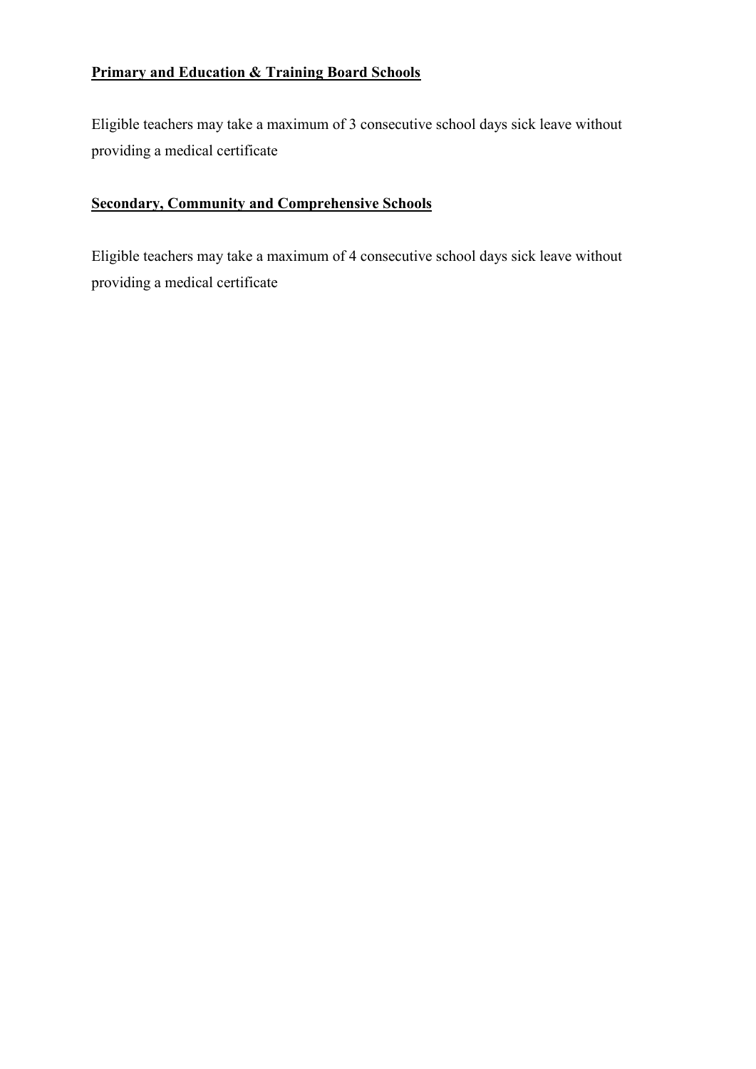**Primary and Education & Training Board Schools**

Eligible teachers may take a maximum of 3 consecutive school days sick leave without providing a medical certificate

**Secondary, Community and Comprehensive Schools**

Eligible teachers may take a maximum of 4 consecutive school days sick leave without providing a medical certificate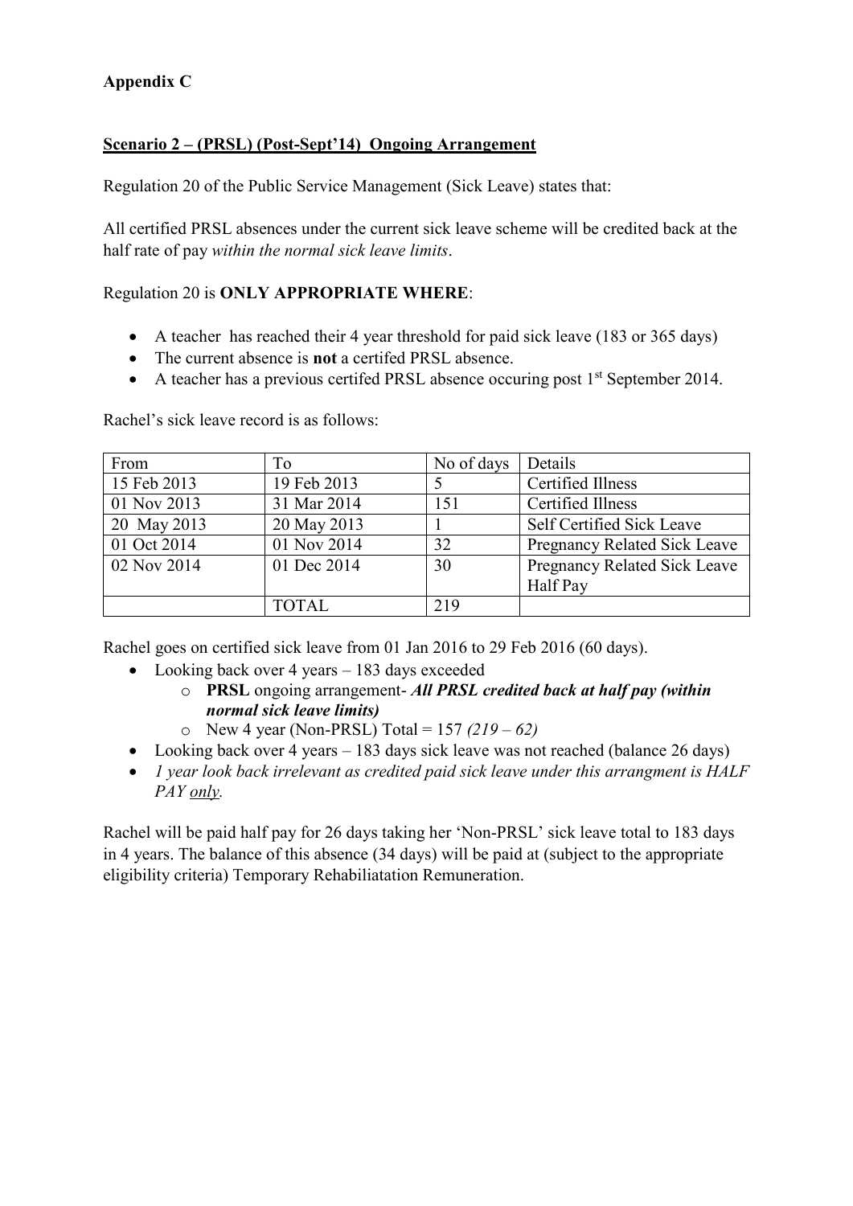**Appendix C**

**Scenario 2 – (PRSL) (Post-Sept'14) Ongoing Arrangement**

Regulation 20 of the Public Service Management (Sick Leave) states that:

All certified PRSL absences under the current sick leave scheme will be credited back at the half rate of pay *within the normal sick leave limits*.

Regulation 20 is **ONLY APPROPRIATE WHERE**:

- A teacher has reached their 4 year threshold for paid sick leave (183 or 365 days)
- The current absence is **not** a certifed PRSL absence.
- A teacher has a previous certifed PRSL absence occuring post 1st September 2014.

Rachel's sick leave record is as follows:

| From | To | No of days | Details |
|---|---|---|---|
| 15 Feb 2013 | 19 Feb 2013 | 5 | Certified Illness |
| 01 Nov 2013 | 31 Mar 2014 | 151 | Certified Illness |
| 20 May 2013 | 20 May 2013 | 1 | Self Certified Sick Leave |
| 01 Oct 2014 | 01 Nov 2014 | 32 | Pregnancy Related Sick Leave |
| 02 Nov 2014 | 01 Dec 2014 | 30 | Pregnancy Related Sick Leave Half Pay |
| | TOTAL | 219 | |

Rachel goes on certified sick leave from 01 Jan 2016 to 29 Feb 2016 (60 days).

- Looking back over 4 years – 183 days exceeded
  - **PRSL** ongoing arrangement- ***All PRSL credited back at half pay (within normal sick leave limits)***
  - New 4 year (Non-PRSL) Total = 157 *(219 – 62)*
- Looking back over 4 years – 183 days sick leave was not reached (balance 26 days)
- *1 year look back irrelevant as credited paid sick leave under this arrangment is HALF PAY only.*

Rachel will be paid half pay for 26 days taking her 'Non-PRSL' sick leave total to 183 days in 4 years. The balance of this absence (34 days) will be paid at (subject to the appropriate eligibility criteria) Temporary Rehabiliatation Remuneration.